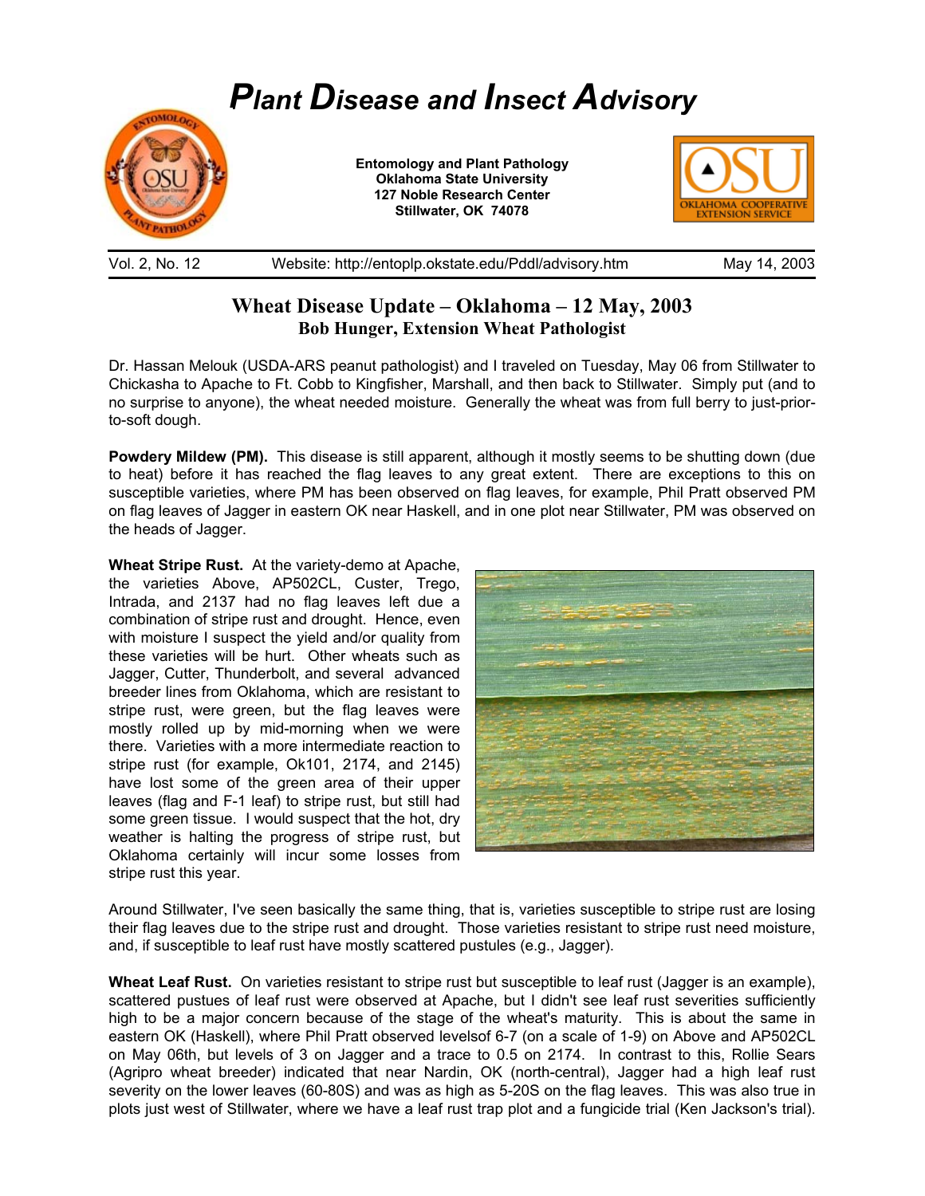# *P*lant *D*isease and *I*nsect *A*dvisory

**Entomology and Plant Pathology**
**Oklahoma State University**
**127 Noble Research Center**
**Stillwater, OK 74078**

Vol. 2, No. 12 | Website: http://entoplp.okstate.edu/Pddl/advisory.htm | May 14, 2003

## Wheat Disease Update – Oklahoma – 12 May, 2003

**Bob Hunger, Extension Wheat Pathologist**

Dr. Hassan Melouk (USDA-ARS peanut pathologist) and I traveled on Tuesday, May 06 from Stillwater to Chickasha to Apache to Ft. Cobb to Kingfisher, Marshall, and then back to Stillwater. Simply put (and to no surprise to anyone), the wheat needed moisture. Generally the wheat was from full berry to just-prior-to-soft dough.

**Powdery Mildew (PM).** This disease is still apparent, although it mostly seems to be shutting down (due to heat) before it has reached the flag leaves to any great extent. There are exceptions to this on susceptible varieties, where PM has been observed on flag leaves, for example, Phil Pratt observed PM on flag leaves of Jagger in eastern OK near Haskell, and in one plot near Stillwater, PM was observed on the heads of Jagger.

**Wheat Stripe Rust.** At the variety-demo at Apache, the varieties Above, AP502CL, Custer, Trego, Intrada, and 2137 had no flag leaves left due a combination of stripe rust and drought. Hence, even with moisture I suspect the yield and/or quality from these varieties will be hurt. Other wheats such as Jagger, Cutter, Thunderbolt, and several advanced breeder lines from Oklahoma, which are resistant to stripe rust, were green, but the flag leaves were mostly rolled up by mid-morning when we were there. Varieties with a more intermediate reaction to stripe rust (for example, Ok101, 2174, and 2145) have lost some of the green area of their upper leaves (flag and F-1 leaf) to stripe rust, but still had some green tissue. I would suspect that the hot, dry weather is halting the progress of stripe rust, but Oklahoma certainly will incur some losses from stripe rust this year.

Around Stillwater, I've seen basically the same thing, that is, varieties susceptible to stripe rust are losing their flag leaves due to the stripe rust and drought. Those varieties resistant to stripe rust need moisture, and, if susceptible to leaf rust have mostly scattered pustules (e.g., Jagger).

**Wheat Leaf Rust.** On varieties resistant to stripe rust but susceptible to leaf rust (Jagger is an example), scattered pustues of leaf rust were observed at Apache, but I didn't see leaf rust severities sufficiently high to be a major concern because of the stage of the wheat's maturity. This is about the same in eastern OK (Haskell), where Phil Pratt observed levelsof 6-7 (on a scale of 1-9) on Above and AP502CL on May 06th, but levels of 3 on Jagger and a trace to 0.5 on 2174. In contrast to this, Rollie Sears (Agripro wheat breeder) indicated that near Nardin, OK (north-central), Jagger had a high leaf rust severity on the lower leaves (60-80S) and was as high as 5-20S on the flag leaves. This was also true in plots just west of Stillwater, where we have a leaf rust trap plot and a fungicide trial (Ken Jackson's trial).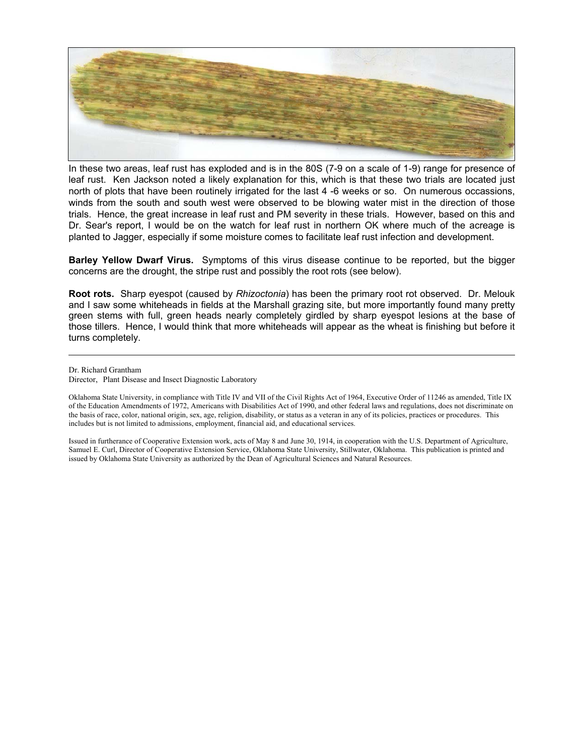In these two areas, leaf rust has exploded and is in the 80S (7-9 on a scale of 1-9) range for presence of leaf rust. Ken Jackson noted a likely explanation for this, which is that these two trials are located just north of plots that have been routinely irrigated for the last 4 -6 weeks or so. On numerous occassions, winds from the south and south west were observed to be blowing water mist in the direction of those trials. Hence, the great increase in leaf rust and PM severity in these trials. However, based on this and Dr. Sear's report, I would be on the watch for leaf rust in northern OK where much of the acreage is planted to Jagger, especially if some moisture comes to facilitate leaf rust infection and development.

**Barley Yellow Dwarf Virus.** Symptoms of this virus disease continue to be reported, but the bigger concerns are the drought, the stripe rust and possibly the root rots (see below).

**Root rots.** Sharp eyespot (caused by *Rhizoctonia*) has been the primary root rot observed. Dr. Melouk and I saw some whiteheads in fields at the Marshall grazing site, but more importantly found many pretty green stems with full, green heads nearly completely girdled by sharp eyespot lesions at the base of those tillers. Hence, I would think that more whiteheads will appear as the wheat is finishing but before it turns completely.

---

Dr. Richard Grantham
Director, Plant Disease and Insect Diagnostic Laboratory

Oklahoma State University, in compliance with Title IV and VII of the Civil Rights Act of 1964, Executive Order of 11246 as amended, Title IX of the Education Amendments of 1972, Americans with Disabilities Act of 1990, and other federal laws and regulations, does not discriminate on the basis of race, color, national origin, sex, age, religion, disability, or status as a veteran in any of its policies, practices or procedures. This includes but is not limited to admissions, employment, financial aid, and educational services.

Issued in furtherance of Cooperative Extension work, acts of May 8 and June 30, 1914, in cooperation with the U.S. Department of Agriculture, Samuel E. Curl, Director of Cooperative Extension Service, Oklahoma State University, Stillwater, Oklahoma. This publication is printed and issued by Oklahoma State University as authorized by the Dean of Agricultural Sciences and Natural Resources.